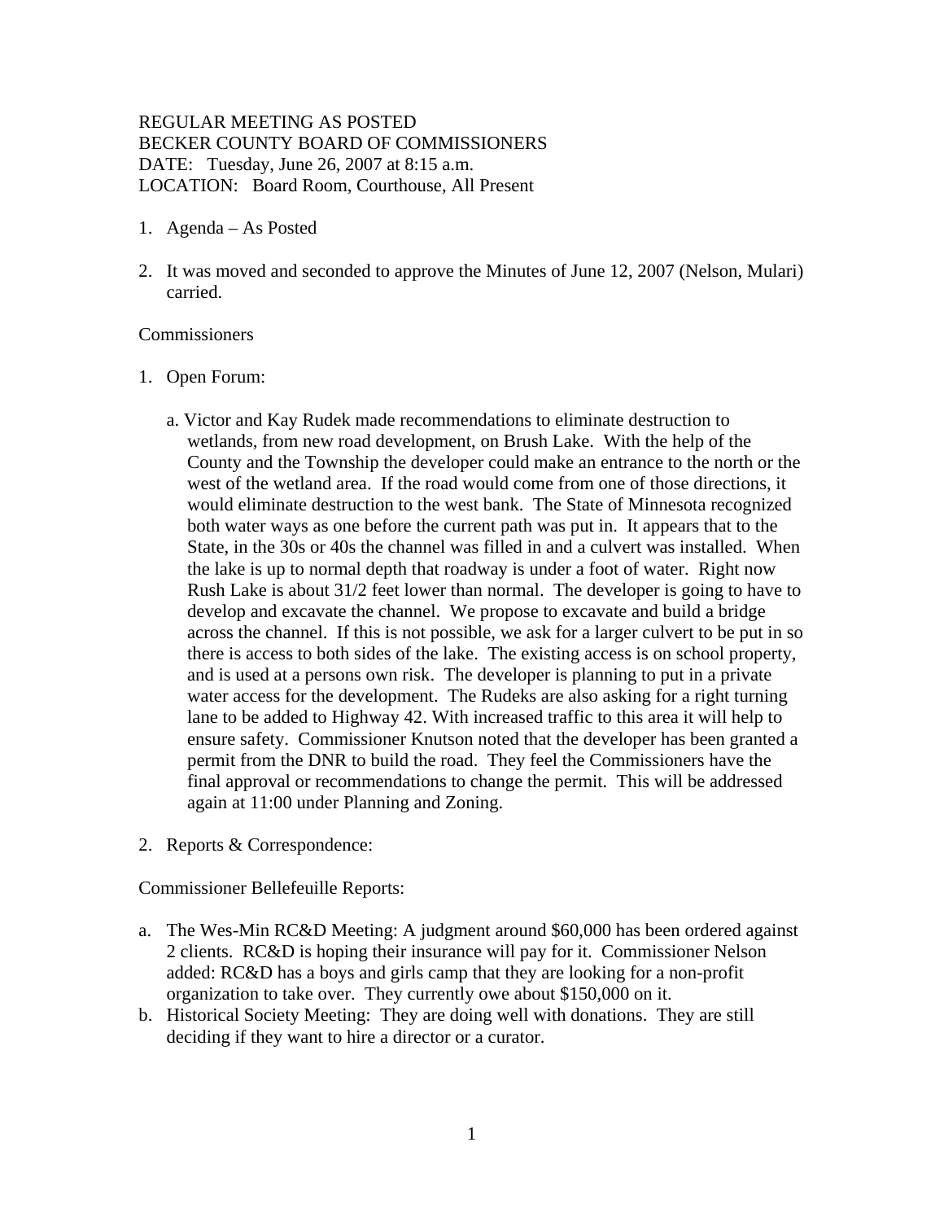REGULAR MEETING AS POSTED
BECKER COUNTY BOARD OF COMMISSIONERS
DATE: Tuesday, June 26, 2007 at 8:15 a.m.
LOCATION: Board Room, Courthouse, All Present

1. Agenda – As Posted

2. It was moved and seconded to approve the Minutes of June 12, 2007 (Nelson, Mulari) carried.

Commissioners

1. Open Forum:

   a. Victor and Kay Rudek made recommendations to eliminate destruction to wetlands, from new road development, on Brush Lake. With the help of the County and the Township the developer could make an entrance to the north or the west of the wetland area. If the road would come from one of those directions, it would eliminate destruction to the west bank. The State of Minnesota recognized both water ways as one before the current path was put in. It appears that to the State, in the 30s or 40s the channel was filled in and a culvert was installed. When the lake is up to normal depth that roadway is under a foot of water. Right now Rush Lake is about 31/2 feet lower than normal. The developer is going to have to develop and excavate the channel. We propose to excavate and build a bridge across the channel. If this is not possible, we ask for a larger culvert to be put in so there is access to both sides of the lake. The existing access is on school property, and is used at a persons own risk. The developer is planning to put in a private water access for the development. The Rudeks are also asking for a right turning lane to be added to Highway 42. With increased traffic to this area it will help to ensure safety. Commissioner Knutson noted that the developer has been granted a permit from the DNR to build the road. They feel the Commissioners have the final approval or recommendations to change the permit. This will be addressed again at 11:00 under Planning and Zoning.

2. Reports & Correspondence:

Commissioner Bellefeuille Reports:

a. The Wes-Min RC&D Meeting: A judgment around $60,000 has been ordered against 2 clients. RC&D is hoping their insurance will pay for it. Commissioner Nelson added: RC&D has a boys and girls camp that they are looking for a non-profit organization to take over. They currently owe about $150,000 on it.
b. Historical Society Meeting: They are doing well with donations. They are still deciding if they want to hire a director or a curator.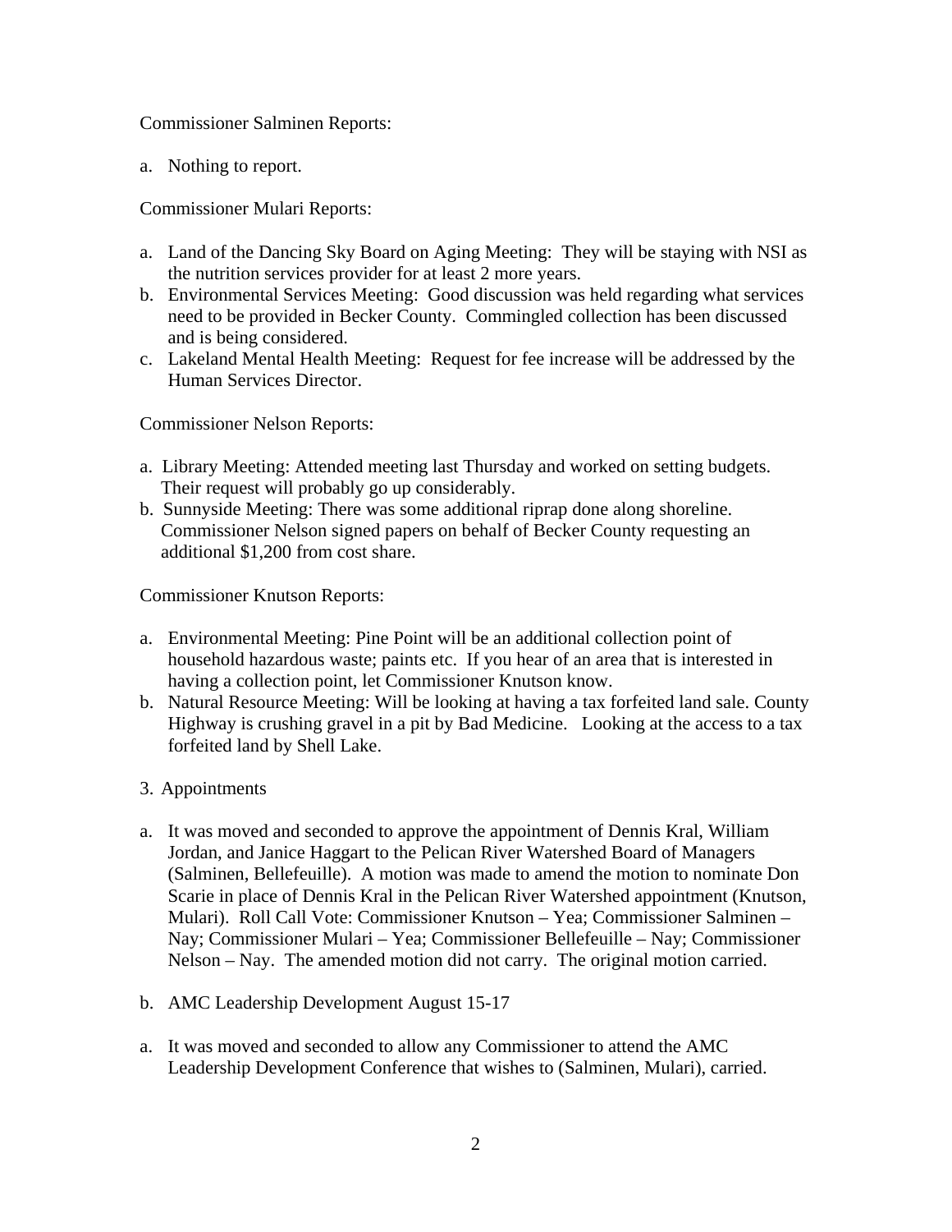Commissioner Salminen Reports:

a. Nothing to report.

Commissioner Mulari Reports:

a. Land of the Dancing Sky Board on Aging Meeting: They will be staying with NSI as the nutrition services provider for at least 2 more years.
b. Environmental Services Meeting: Good discussion was held regarding what services need to be provided in Becker County. Commingled collection has been discussed and is being considered.
c. Lakeland Mental Health Meeting: Request for fee increase will be addressed by the Human Services Director.

Commissioner Nelson Reports:

a. Library Meeting: Attended meeting last Thursday and worked on setting budgets. Their request will probably go up considerably.
b. Sunnyside Meeting: There was some additional riprap done along shoreline. Commissioner Nelson signed papers on behalf of Becker County requesting an additional $1,200 from cost share.

Commissioner Knutson Reports:

a. Environmental Meeting: Pine Point will be an additional collection point of household hazardous waste; paints etc. If you hear of an area that is interested in having a collection point, let Commissioner Knutson know.
b. Natural Resource Meeting: Will be looking at having a tax forfeited land sale. County Highway is crushing gravel in a pit by Bad Medicine. Looking at the access to a tax forfeited land by Shell Lake.

3. Appointments

a. It was moved and seconded to approve the appointment of Dennis Kral, William Jordan, and Janice Haggart to the Pelican River Watershed Board of Managers (Salminen, Bellefeuille). A motion was made to amend the motion to nominate Don Scarie in place of Dennis Kral in the Pelican River Watershed appointment (Knutson, Mulari). Roll Call Vote: Commissioner Knutson – Yea; Commissioner Salminen – Nay; Commissioner Mulari – Yea; Commissioner Bellefeuille – Nay; Commissioner Nelson – Nay. The amended motion did not carry. The original motion carried.

b. AMC Leadership Development August 15-17

a. It was moved and seconded to allow any Commissioner to attend the AMC Leadership Development Conference that wishes to (Salminen, Mulari), carried.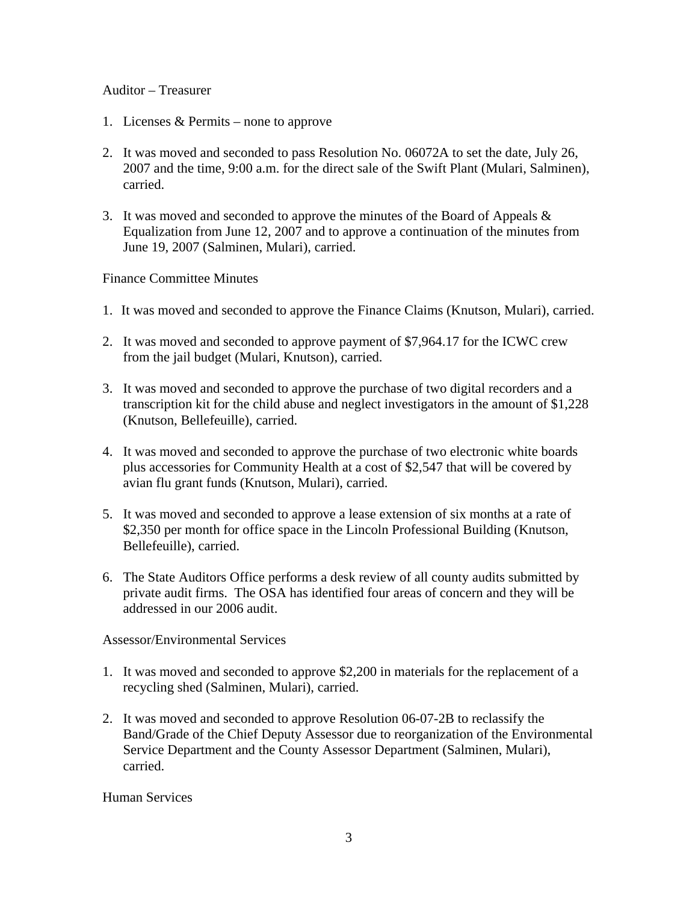Auditor – Treasurer

1. Licenses & Permits – none to approve

2. It was moved and seconded to pass Resolution No. 06072A to set the date, July 26, 2007 and the time, 9:00 a.m. for the direct sale of the Swift Plant (Mulari, Salminen), carried.

3. It was moved and seconded to approve the minutes of the Board of Appeals & Equalization from June 12, 2007 and to approve a continuation of the minutes from June 19, 2007 (Salminen, Mulari), carried.

Finance Committee Minutes

1. It was moved and seconded to approve the Finance Claims (Knutson, Mulari), carried.

2. It was moved and seconded to approve payment of $7,964.17 for the ICWC crew from the jail budget (Mulari, Knutson), carried.

3. It was moved and seconded to approve the purchase of two digital recorders and a transcription kit for the child abuse and neglect investigators in the amount of $1,228 (Knutson, Bellefeuille), carried.

4. It was moved and seconded to approve the purchase of two electronic white boards plus accessories for Community Health at a cost of $2,547 that will be covered by avian flu grant funds (Knutson, Mulari), carried.

5. It was moved and seconded to approve a lease extension of six months at a rate of $2,350 per month for office space in the Lincoln Professional Building (Knutson, Bellefeuille), carried.

6. The State Auditors Office performs a desk review of all county audits submitted by private audit firms. The OSA has identified four areas of concern and they will be addressed in our 2006 audit.

Assessor/Environmental Services

1. It was moved and seconded to approve $2,200 in materials for the replacement of a recycling shed (Salminen, Mulari), carried.

2. It was moved and seconded to approve Resolution 06-07-2B to reclassify the Band/Grade of the Chief Deputy Assessor due to reorganization of the Environmental Service Department and the County Assessor Department (Salminen, Mulari), carried.

Human Services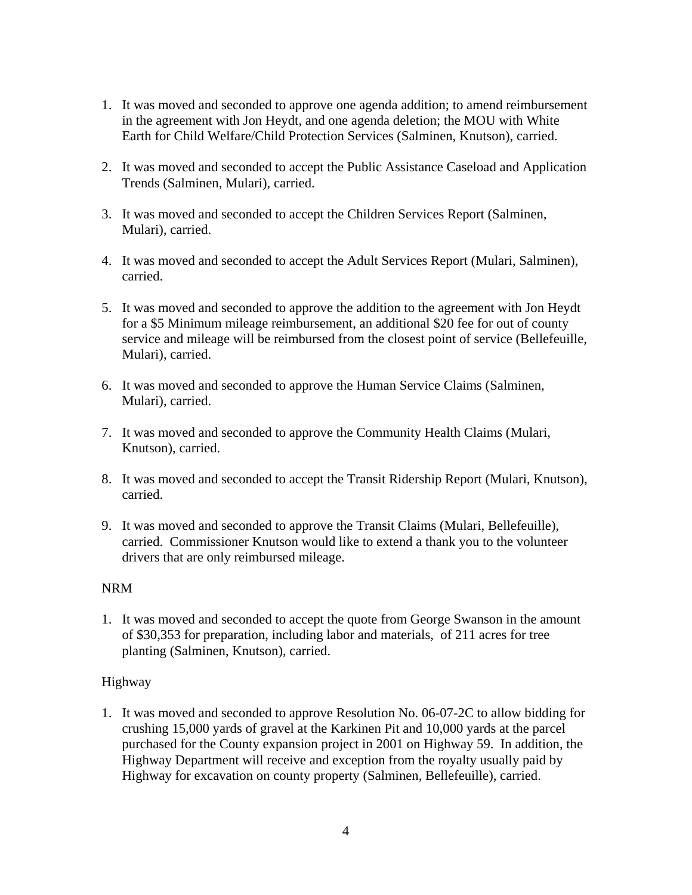1. It was moved and seconded to approve one agenda addition; to amend reimbursement in the agreement with Jon Heydt, and one agenda deletion; the MOU with White Earth for Child Welfare/Child Protection Services (Salminen, Knutson), carried.

2. It was moved and seconded to accept the Public Assistance Caseload and Application Trends (Salminen, Mulari), carried.

3. It was moved and seconded to accept the Children Services Report (Salminen, Mulari), carried.

4. It was moved and seconded to accept the Adult Services Report (Mulari, Salminen), carried.

5. It was moved and seconded to approve the addition to the agreement with Jon Heydt for a $5 Minimum mileage reimbursement, an additional $20 fee for out of county service and mileage will be reimbursed from the closest point of service (Bellefeuille, Mulari), carried.

6. It was moved and seconded to approve the Human Service Claims (Salminen, Mulari), carried.

7. It was moved and seconded to approve the Community Health Claims (Mulari, Knutson), carried.

8. It was moved and seconded to accept the Transit Ridership Report (Mulari, Knutson), carried.

9. It was moved and seconded to approve the Transit Claims (Mulari, Bellefeuille), carried. Commissioner Knutson would like to extend a thank you to the volunteer drivers that are only reimbursed mileage.

NRM

1. It was moved and seconded to accept the quote from George Swanson in the amount of $30,353 for preparation, including labor and materials, of 211 acres for tree planting (Salminen, Knutson), carried.

Highway

1. It was moved and seconded to approve Resolution No. 06-07-2C to allow bidding for crushing 15,000 yards of gravel at the Karkinen Pit and 10,000 yards at the parcel purchased for the County expansion project in 2001 on Highway 59. In addition, the Highway Department will receive and exception from the royalty usually paid by Highway for excavation on county property (Salminen, Bellefeuille), carried.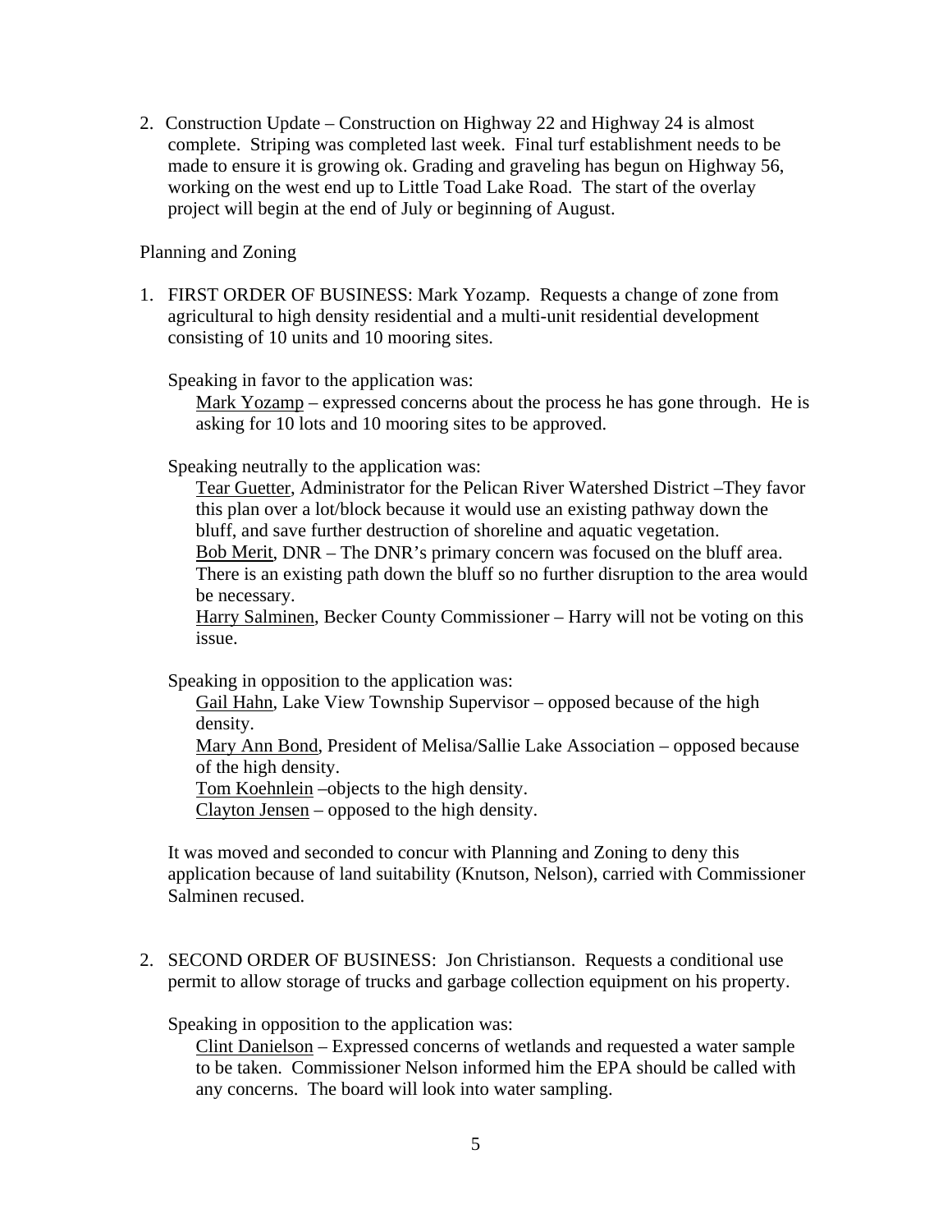2. Construction Update – Construction on Highway 22 and Highway 24 is almost complete. Striping was completed last week. Final turf establishment needs to be made to ensure it is growing ok. Grading and graveling has begun on Highway 56, working on the west end up to Little Toad Lake Road. The start of the overlay project will begin at the end of July or beginning of August.

Planning and Zoning

1. FIRST ORDER OF BUSINESS: Mark Yozamp. Requests a change of zone from agricultural to high density residential and a multi-unit residential development consisting of 10 units and 10 mooring sites.

   Speaking in favor to the application was:

   Mark Yozamp – expressed concerns about the process he has gone through. He is asking for 10 lots and 10 mooring sites to be approved.

   Speaking neutrally to the application was:

   Tear Guetter, Administrator for the Pelican River Watershed District –They favor this plan over a lot/block because it would use an existing pathway down the bluff, and save further destruction of shoreline and aquatic vegetation.
   Bob Merit, DNR – The DNR's primary concern was focused on the bluff area. There is an existing path down the bluff so no further disruption to the area would be necessary.
   Harry Salminen, Becker County Commissioner – Harry will not be voting on this issue.

   Speaking in opposition to the application was:

   Gail Hahn, Lake View Township Supervisor – opposed because of the high density.
   Mary Ann Bond, President of Melisa/Sallie Lake Association – opposed because of the high density.
   Tom Koehnlein –objects to the high density.
   Clayton Jensen – opposed to the high density.

   It was moved and seconded to concur with Planning and Zoning to deny this application because of land suitability (Knutson, Nelson), carried with Commissioner Salminen recused.

2. SECOND ORDER OF BUSINESS: Jon Christianson. Requests a conditional use permit to allow storage of trucks and garbage collection equipment on his property.

   Speaking in opposition to the application was:

   Clint Danielson – Expressed concerns of wetlands and requested a water sample to be taken. Commissioner Nelson informed him the EPA should be called with any concerns. The board will look into water sampling.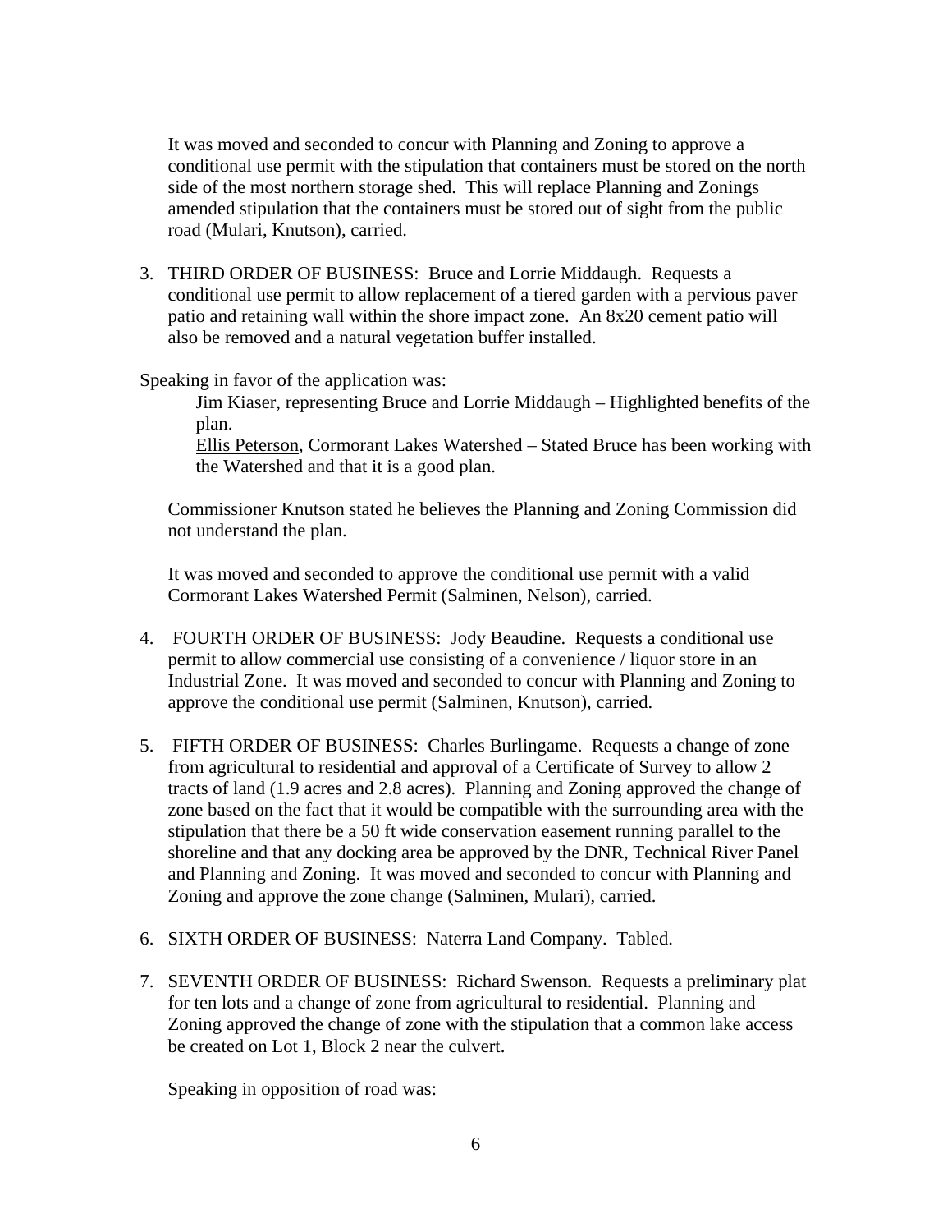It was moved and seconded to concur with Planning and Zoning to approve a conditional use permit with the stipulation that containers must be stored on the north side of the most northern storage shed. This will replace Planning and Zonings amended stipulation that the containers must be stored out of sight from the public road (Mulari, Knutson), carried.

3. THIRD ORDER OF BUSINESS: Bruce and Lorrie Middaugh. Requests a conditional use permit to allow replacement of a tiered garden with a pervious paver patio and retaining wall within the shore impact zone. An 8x20 cement patio will also be removed and a natural vegetation buffer installed.

Speaking in favor of the application was:

Jim Kiaser, representing Bruce and Lorrie Middaugh – Highlighted benefits of the plan.
Ellis Peterson, Cormorant Lakes Watershed – Stated Bruce has been working with the Watershed and that it is a good plan.

Commissioner Knutson stated he believes the Planning and Zoning Commission did not understand the plan.

It was moved and seconded to approve the conditional use permit with a valid Cormorant Lakes Watershed Permit (Salminen, Nelson), carried.

4. FOURTH ORDER OF BUSINESS: Jody Beaudine. Requests a conditional use permit to allow commercial use consisting of a convenience / liquor store in an Industrial Zone. It was moved and seconded to concur with Planning and Zoning to approve the conditional use permit (Salminen, Knutson), carried.

5. FIFTH ORDER OF BUSINESS: Charles Burlingame. Requests a change of zone from agricultural to residential and approval of a Certificate of Survey to allow 2 tracts of land (1.9 acres and 2.8 acres). Planning and Zoning approved the change of zone based on the fact that it would be compatible with the surrounding area with the stipulation that there be a 50 ft wide conservation easement running parallel to the shoreline and that any docking area be approved by the DNR, Technical River Panel and Planning and Zoning. It was moved and seconded to concur with Planning and Zoning and approve the zone change (Salminen, Mulari), carried.

6. SIXTH ORDER OF BUSINESS: Naterra Land Company. Tabled.

7. SEVENTH ORDER OF BUSINESS: Richard Swenson. Requests a preliminary plat for ten lots and a change of zone from agricultural to residential. Planning and Zoning approved the change of zone with the stipulation that a common lake access be created on Lot 1, Block 2 near the culvert.

Speaking in opposition of road was: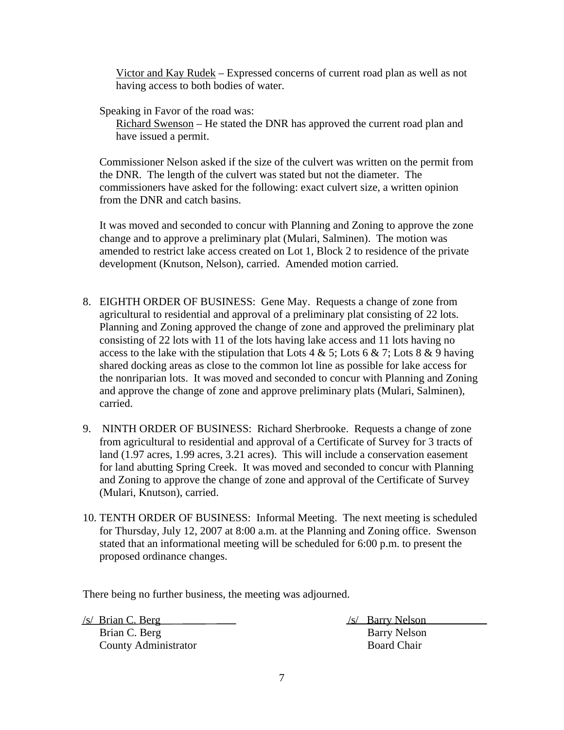Victor and Kay Rudek – Expressed concerns of current road plan as well as not having access to both bodies of water.

Speaking in Favor of the road was:

Richard Swenson – He stated the DNR has approved the current road plan and have issued a permit.

Commissioner Nelson asked if the size of the culvert was written on the permit from the DNR. The length of the culvert was stated but not the diameter. The commissioners have asked for the following: exact culvert size, a written opinion from the DNR and catch basins.

It was moved and seconded to concur with Planning and Zoning to approve the zone change and to approve a preliminary plat (Mulari, Salminen). The motion was amended to restrict lake access created on Lot 1, Block 2 to residence of the private development (Knutson, Nelson), carried. Amended motion carried.

8. EIGHTH ORDER OF BUSINESS: Gene May. Requests a change of zone from agricultural to residential and approval of a preliminary plat consisting of 22 lots. Planning and Zoning approved the change of zone and approved the preliminary plat consisting of 22 lots with 11 of the lots having lake access and 11 lots having no access to the lake with the stipulation that Lots 4 & 5; Lots 6 & 7; Lots 8 & 9 having shared docking areas as close to the common lot line as possible for lake access for the nonriparian lots. It was moved and seconded to concur with Planning and Zoning and approve the change of zone and approve preliminary plats (Mulari, Salminen), carried.

9. NINTH ORDER OF BUSINESS: Richard Sherbrooke. Requests a change of zone from agricultural to residential and approval of a Certificate of Survey for 3 tracts of land (1.97 acres, 1.99 acres, 3.21 acres). This will include a conservation easement for land abutting Spring Creek. It was moved and seconded to concur with Planning and Zoning to approve the change of zone and approval of the Certificate of Survey (Mulari, Knutson), carried.

10. TENTH ORDER OF BUSINESS: Informal Meeting. The next meeting is scheduled for Thursday, July 12, 2007 at 8:00 a.m. at the Planning and Zoning office. Swenson stated that an informational meeting will be scheduled for 6:00 p.m. to present the proposed ordinance changes.

There being no further business, the meeting was adjourned.

/s/ Brian C. Berg
Brian C. Berg
County Administrator

/s/ Barry Nelson
Barry Nelson
Board Chair